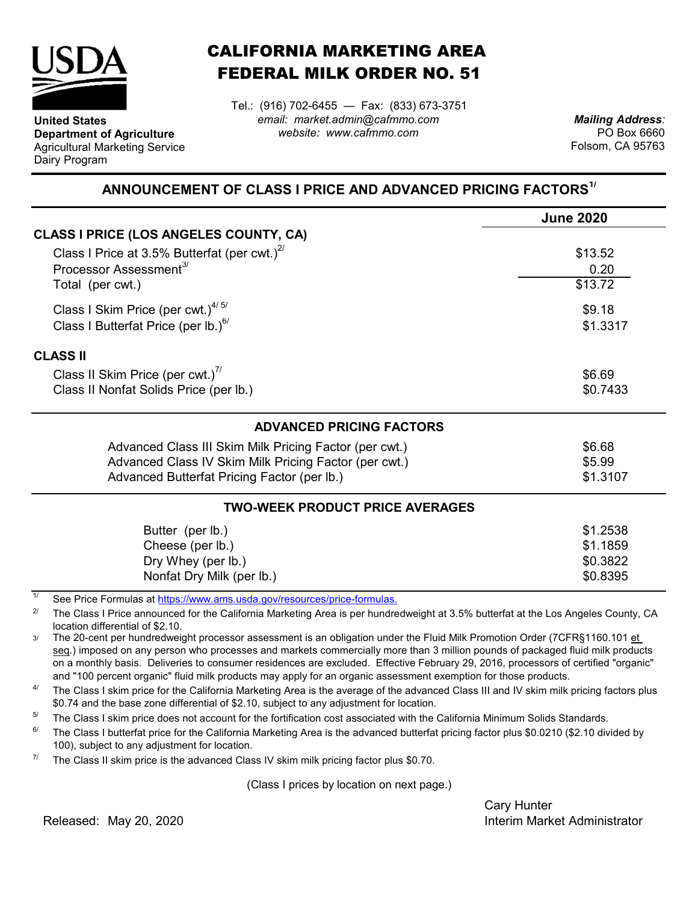# CALIFORNIA MARKETING AREA
# FEDERAL MILK ORDER NO. 51

**United States Department of Agriculture**
Agricultural Marketing Service
Dairy Program

Tel.: (916) 702-6455 — Fax: (833) 673-3751
*email: market.admin@cafmmo.com*
*website: www.cafmmo.com*

***Mailing Address:***
PO Box 6660
Folsom, CA 95763

## ANNOUNCEMENT OF CLASS I PRICE AND ADVANCED PRICING FACTORS[1/]

| | **June 2020** |
|---|---|
| **CLASS I PRICE (LOS ANGELES COUNTY, CA)** | |
| Class I Price at 3.5% Butterfat (per cwt.)[2/] | $13.52 |
| Processor Assessment[3/] | 0.20 |
| Total (per cwt.) | $13.72 |
| Class I Skim Price (per cwt.)[4/ 5/] | $9.18 |
| Class I Butterfat Price (per lb.)[6/] | $1.3317 |
| **CLASS II** | |
| Class II Skim Price (per cwt.)[7/] | $6.69 |
| Class II Nonfat Solids Price (per lb.) | $0.7433 |
| **ADVANCED PRICING FACTORS** | |
| Advanced Class III Skim Milk Pricing Factor (per cwt.) | $6.68 |
| Advanced Class IV Skim Milk Pricing Factor (per cwt.) | $5.99 |
| Advanced Butterfat Pricing Factor (per lb.) | $1.3107 |
| **TWO-WEEK PRODUCT PRICE AVERAGES** | |
| Butter (per lb.) | $1.2538 |
| Cheese (per lb.) | $1.1859 |
| Dry Whey (per lb.) | $0.3822 |
| Nonfat Dry Milk (per lb.) | $0.8395 |

1/ See Price Formulas at https://www.ams.usda.gov/resources/price-formulas.

2/ The Class I Price announced for the California Marketing Area is per hundredweight at 3.5% butterfat at the Los Angeles County, CA location differential of $2.10.

3/ The 20-cent per hundredweight processor assessment is an obligation under the Fluid Milk Promotion Order (7CFR§1160.101 et seq.) imposed on any person who processes and markets commercially more than 3 million pounds of packaged fluid milk products on a monthly basis. Deliveries to consumer residences are excluded. Effective February 29, 2016, processors of certified "organic" and "100 percent organic" fluid milk products may apply for an organic assessment exemption for those products.

4/ The Class I skim price for the California Marketing Area is the average of the advanced Class III and IV skim milk pricing factors plus $0.74 and the base zone differential of $2.10, subject to any adjustment for location.

5/ The Class I skim price does not account for the fortification cost associated with the California Minimum Solids Standards.

6/ The Class I butterfat price for the California Marketing Area is the advanced butterfat pricing factor plus $0.0210 ($2.10 divided by 100), subject to any adjustment for location.

7/ The Class II skim price is the advanced Class IV skim milk pricing factor plus $0.70.

(Class I prices by location on next page.)

Released: May 20, 2020

Cary Hunter
Interim Market Administrator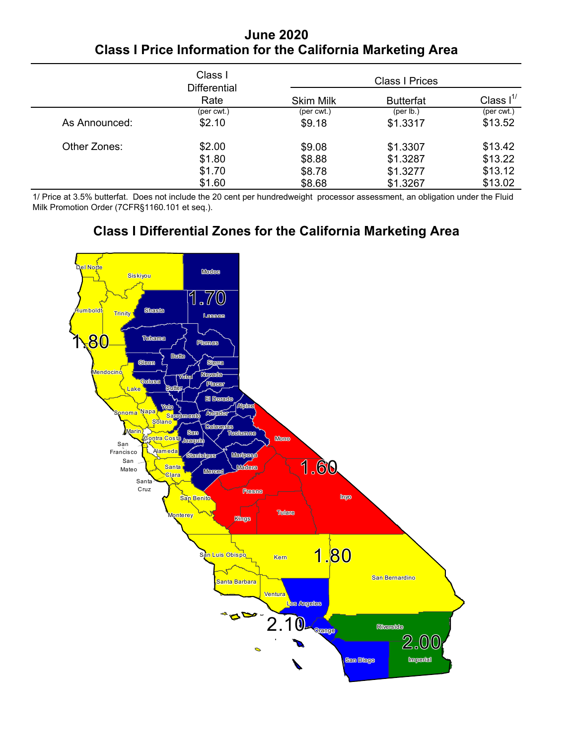# June 2020
# Class I Price Information for the California Marketing Area

| | Class I Differential Rate | Class I Prices | | |
|---|---|---|---|---|
| | | Skim Milk | Butterfat | Class I[1/] |
| | (per cwt.) | (per cwt.) | (per lb.) | (per cwt.) |
| As Announced: | $2.10 | $9.18 | $1.3317 | $13.52 |
| Other Zones: | $2.00 | $9.08 | $1.3307 | $13.42 |
| | $1.80 | $8.88 | $1.3287 | $13.22 |
| | $1.70 | $8.78 | $1.3277 | $13.12 |
| | $1.60 | $8.68 | $1.3267 | $13.02 |

1/ Price at 3.5% butterfat. Does not include the 20 cent per hundredweight processor assessment, an obligation under the Fluid Milk Promotion Order (7CFR§1160.101 et seq.).

## Class I Differential Zones for the California Marketing Area

1.70
1.80
1.60
1.80
2.10
2.00

Del Norte, Siskiyou, Modoc, Humboldt, Trinity, Shasta, Lassen, Tehama, Plumas, Butte, Glenn, Sierra, Mendocino, Yuba, Nevada, Colusa, Placer, Lake, Sutter, El Dorado, Yolo, Alpine, Sonoma, Napa, Sacramento, Amador, Solano, Calaveras, Marin, Tuolumne, Mono, San Joaquin, Contra Costa, San Francisco, Alameda, Stanislaus, Mariposa, San Mateo, Santa Clara, Merced, Madera, Santa Cruz, Fresno, Inyo, San Benito, Monterey, Tulare, Kings, San Luis Obispo, Kern, San Bernardino, Santa Barbara, Ventura, Los Angeles, Orange, Riverside, San Diego, Imperial